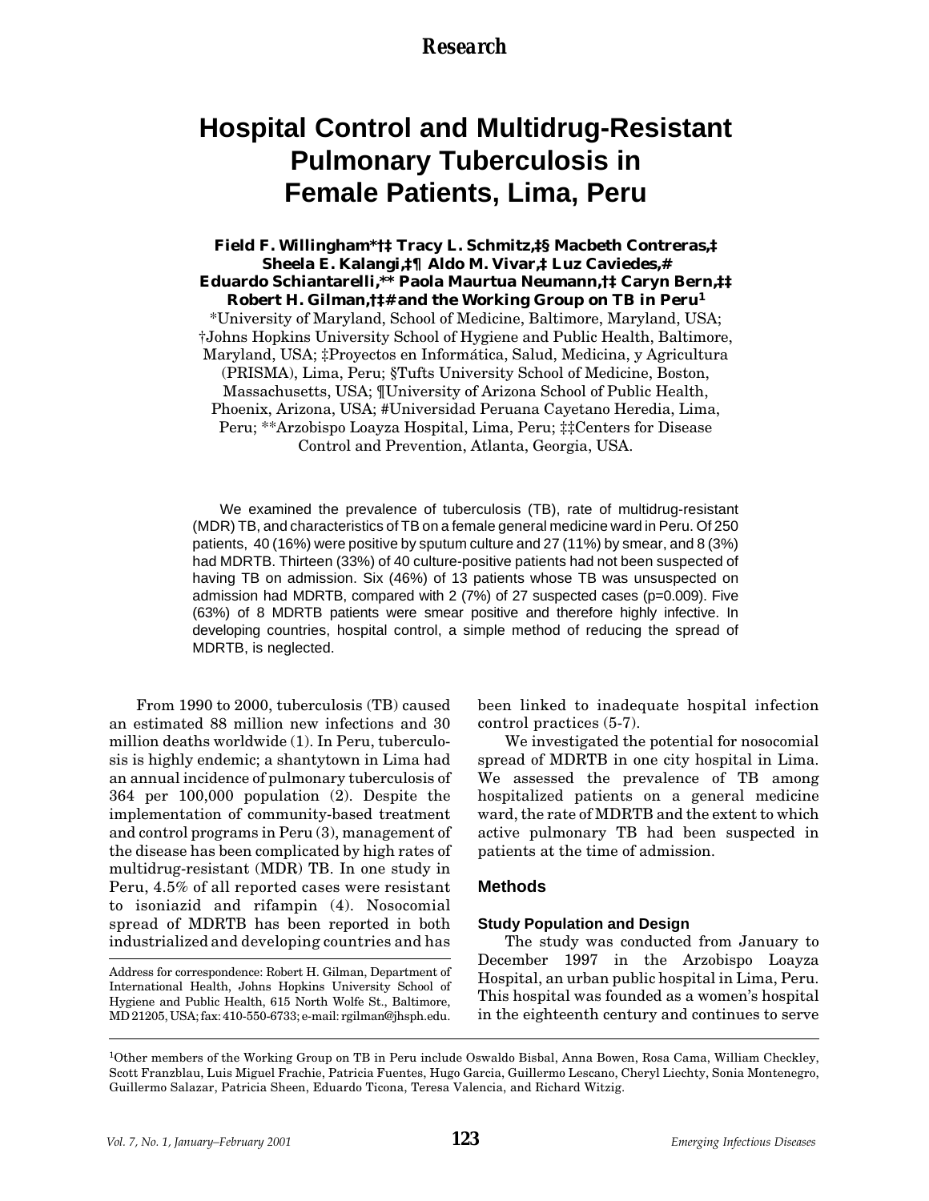Research

# Hospital Control and Multidrug-Resistant Pulmonary Tuberculosis in Female Patients, Lima, Peru

**Field F. Willingham*†‡ Tracy L. Schmitz,‡§ Macbeth Contreras,‡ Sheela E. Kalangi,‡¶ Aldo M. Vivar,‡ Luz Caviedes,# Eduardo Schiantarelli,** Paola Maurtua Neumann,†‡ Caryn Bern,‡‡ Robert H. Gilman,†‡# and the Working Group on TB in Peru[1]**

*University of Maryland, School of Medicine, Baltimore, Maryland, USA; †Johns Hopkins University School of Hygiene and Public Health, Baltimore, Maryland, USA; ‡Proyectos en Informática, Salud, Medicina, y Agricultura (PRISMA), Lima, Peru; §Tufts University School of Medicine, Boston, Massachusetts, USA; ¶University of Arizona School of Public Health, Phoenix, Arizona, USA; #Universidad Peruana Cayetano Heredia, Lima, Peru; **Arzobispo Loayza Hospital, Lima, Peru; ‡‡Centers for Disease Control and Prevention, Atlanta, Georgia, USA.

We examined the prevalence of tuberculosis (TB), rate of multidrug-resistant (MDR) TB, and characteristics of TB on a female general medicine ward in Peru. Of 250 patients, 40 (16%) were positive by sputum culture and 27 (11%) by smear, and 8 (3%) had MDRTB. Thirteen (33%) of 40 culture-positive patients had not been suspected of having TB on admission. Six (46%) of 13 patients whose TB was unsuspected on admission had MDRTB, compared with 2 (7%) of 27 suspected cases (p=0.009). Five (63%) of 8 MDRTB patients were smear positive and therefore highly infective. In developing countries, hospital control, a simple method of reducing the spread of MDRTB, is neglected.

From 1990 to 2000, tuberculosis (TB) caused an estimated 88 million new infections and 30 million deaths worldwide (1). In Peru, tuberculosis is highly endemic; a shantytown in Lima had an annual incidence of pulmonary tuberculosis of 364 per 100,000 population (2). Despite the implementation of community-based treatment and control programs in Peru (3), management of the disease has been complicated by high rates of multidrug-resistant (MDR) TB. In one study in Peru, 4.5% of all reported cases were resistant to isoniazid and rifampin (4). Nosocomial spread of MDRTB has been reported in both industrialized and developing countries and has been linked to inadequate hospital infection control practices (5-7).

We investigated the potential for nosocomial spread of MDRTB in one city hospital in Lima. We assessed the prevalence of TB among hospitalized patients on a general medicine ward, the rate of MDRTB and the extent to which active pulmonary TB had been suspected in patients at the time of admission.

## Methods

### Study Population and Design

The study was conducted from January to December 1997 in the Arzobispo Loayza Hospital, an urban public hospital in Lima, Peru. This hospital was founded as a women's hospital in the eighteenth century and continues to serve

Address for correspondence: Robert H. Gilman, Department of International Health, Johns Hopkins University School of Hygiene and Public Health, 615 North Wolfe St., Baltimore, MD 21205, USA; fax: 410-550-6733; e-mail: rgilman@jhsph.edu.

[1]Other members of the Working Group on TB in Peru include Oswaldo Bisbal, Anna Bowen, Rosa Cama, William Checkley, Scott Franzblau, Luis Miguel Frachie, Patricia Fuentes, Hugo Garcia, Guillermo Lescano, Cheryl Liechty, Sonia Montenegro, Guillermo Salazar, Patricia Sheen, Eduardo Ticona, Teresa Valencia, and Richard Witzig.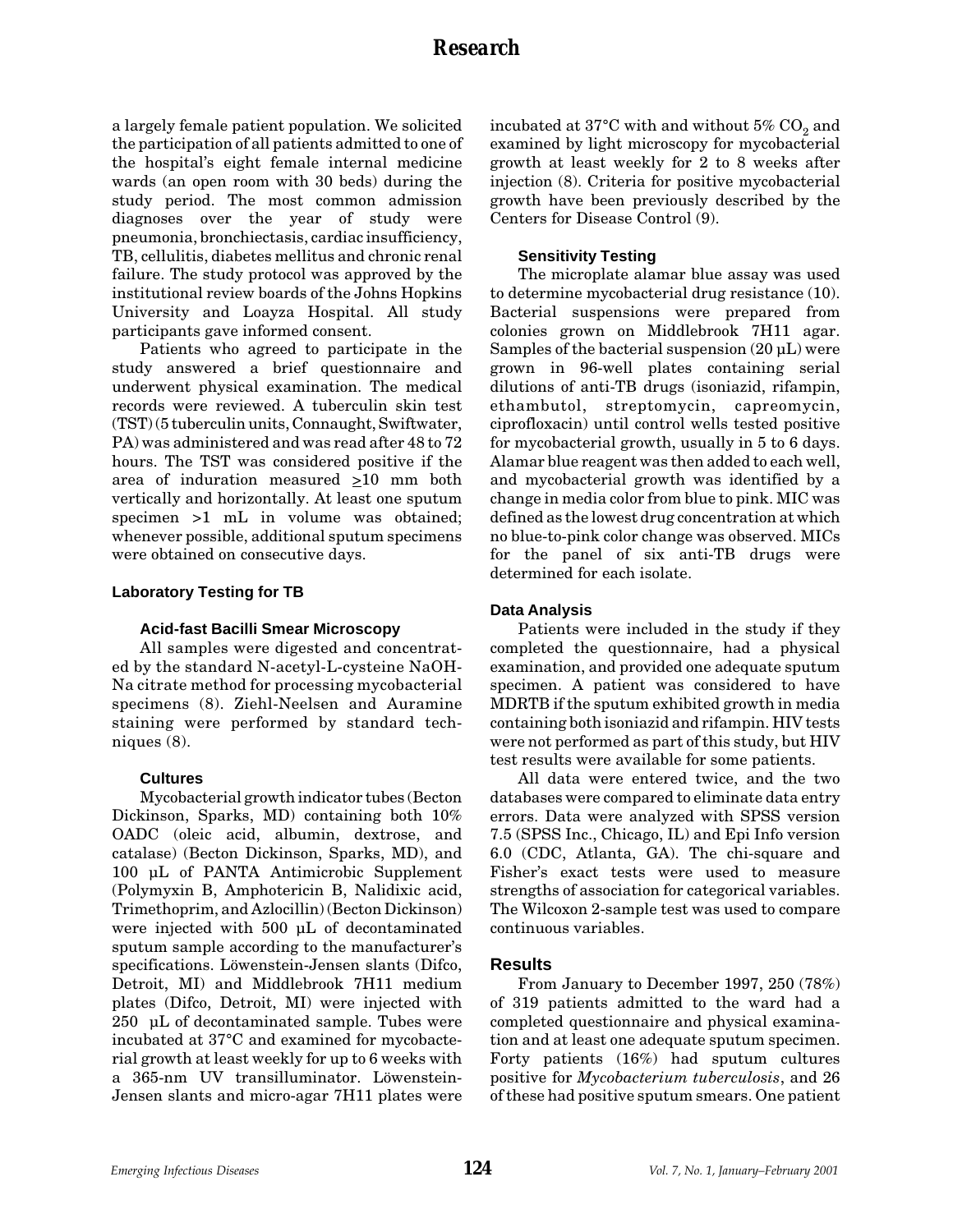a largely female patient population. We solicited the participation of all patients admitted to one of the hospital's eight female internal medicine wards (an open room with 30 beds) during the study period. The most common admission diagnoses over the year of study were pneumonia, bronchiectasis, cardiac insufficiency, TB, cellulitis, diabetes mellitus and chronic renal failure. The study protocol was approved by the institutional review boards of the Johns Hopkins University and Loayza Hospital. All study participants gave informed consent.

Patients who agreed to participate in the study answered a brief questionnaire and underwent physical examination. The medical records were reviewed. A tuberculin skin test (TST) (5 tuberculin units, Connaught, Swiftwater, PA) was administered and was read after 48 to 72 hours. The TST was considered positive if the area of induration measured $\geq$10 mm both vertically and horizontally. At least one sputum specimen >1 mL in volume was obtained; whenever possible, additional sputum specimens were obtained on consecutive days.

## Laboratory Testing for TB

### Acid-fast Bacilli Smear Microscopy

All samples were digested and concentrated by the standard N-acetyl-L-cysteine NaOH-Na citrate method for processing mycobacterial specimens (8). Ziehl-Neelsen and Auramine staining were performed by standard techniques (8).

### Cultures

Mycobacterial growth indicator tubes (Becton Dickinson, Sparks, MD) containing both 10% OADC (oleic acid, albumin, dextrose, and catalase) (Becton Dickinson, Sparks, MD), and 100 µL of PANTA Antimicrobic Supplement (Polymyxin B, Amphotericin B, Nalidixic acid, Trimethoprim, and Azlocillin) (Becton Dickinson) were injected with 500 µL of decontaminated sputum sample according to the manufacturer's specifications. Löwenstein-Jensen slants (Difco, Detroit, MI) and Middlebrook 7H11 medium plates (Difco, Detroit, MI) were injected with 250 µL of decontaminated sample. Tubes were incubated at 37°C and examined for mycobacterial growth at least weekly for up to 6 weeks with a 365-nm UV transilluminator. Löwenstein-Jensen slants and micro-agar 7H11 plates were incubated at 37°C with and without 5% $CO_2$ and examined by light microscopy for mycobacterial growth at least weekly for 2 to 8 weeks after injection (8). Criteria for positive mycobacterial growth have been previously described by the Centers for Disease Control (9).

### Sensitivity Testing

The microplate alamar blue assay was used to determine mycobacterial drug resistance (10). Bacterial suspensions were prepared from colonies grown on Middlebrook 7H11 agar. Samples of the bacterial suspension (20 µL) were grown in 96-well plates containing serial dilutions of anti-TB drugs (isoniazid, rifampin, ethambutol, streptomycin, capreomycin, ciprofloxacin) until control wells tested positive for mycobacterial growth, usually in 5 to 6 days. Alamar blue reagent was then added to each well, and mycobacterial growth was identified by a change in media color from blue to pink. MIC was defined as the lowest drug concentration at which no blue-to-pink color change was observed. MICs for the panel of six anti-TB drugs were determined for each isolate.

## Data Analysis

Patients were included in the study if they completed the questionnaire, had a physical examination, and provided one adequate sputum specimen. A patient was considered to have MDRTB if the sputum exhibited growth in media containing both isoniazid and rifampin. HIV tests were not performed as part of this study, but HIV test results were available for some patients.

All data were entered twice, and the two databases were compared to eliminate data entry errors. Data were analyzed with SPSS version 7.5 (SPSS Inc., Chicago, IL) and Epi Info version 6.0 (CDC, Atlanta, GA). The chi-square and Fisher's exact tests were used to measure strengths of association for categorical variables. The Wilcoxon 2-sample test was used to compare continuous variables.

## Results

From January to December 1997, 250 (78%) of 319 patients admitted to the ward had a completed questionnaire and physical examination and at least one adequate sputum specimen. Forty patients (16%) had sputum cultures positive for *Mycobacterium tuberculosis*, and 26 of these had positive sputum smears. One patient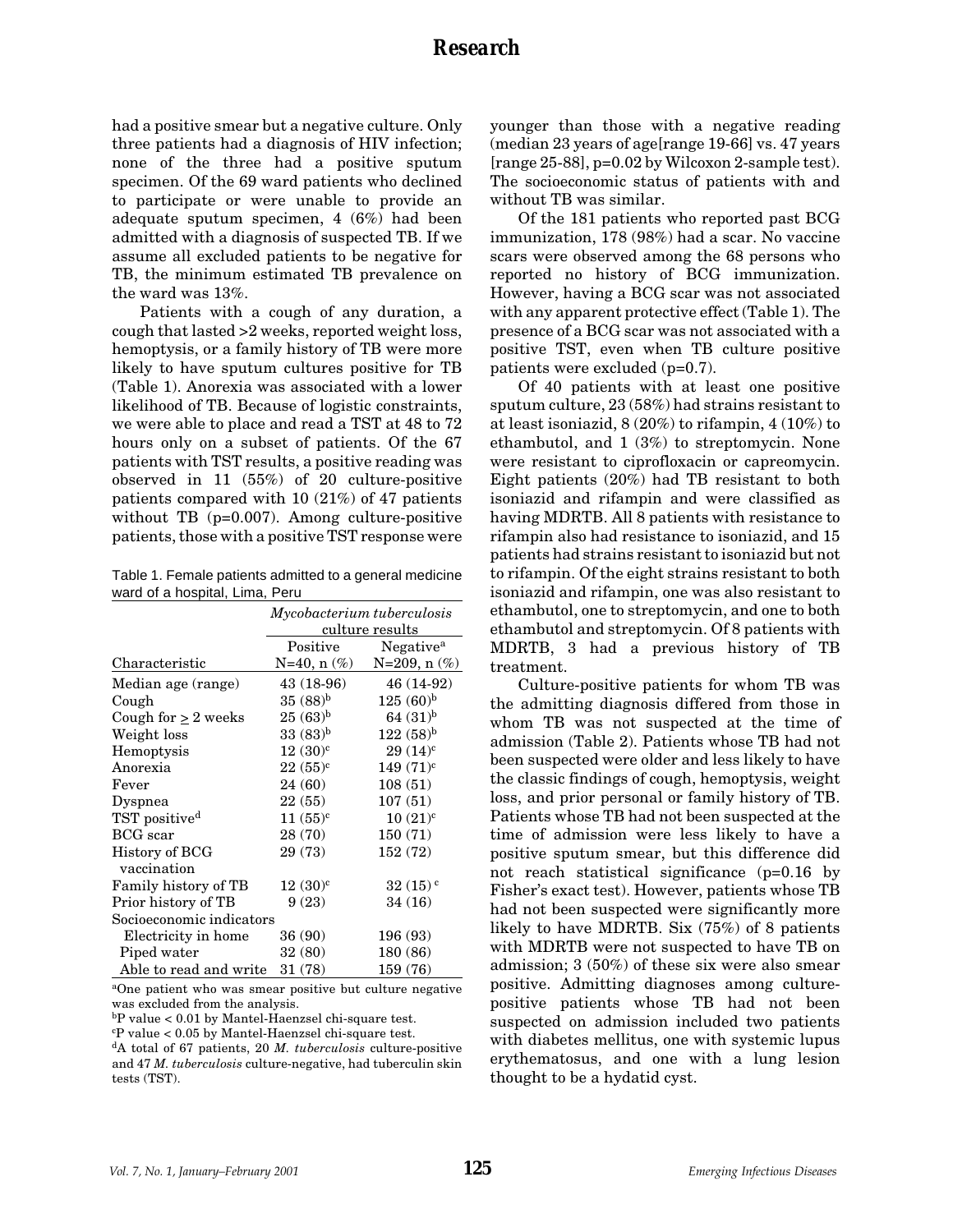had a positive smear but a negative culture. Only three patients had a diagnosis of HIV infection; none of the three had a positive sputum specimen. Of the 69 ward patients who declined to participate or were unable to provide an adequate sputum specimen, 4 (6%) had been admitted with a diagnosis of suspected TB. If we assume all excluded patients to be negative for TB, the minimum estimated TB prevalence on the ward was 13%.

Patients with a cough of any duration, a cough that lasted >2 weeks, reported weight loss, hemoptysis, or a family history of TB were more likely to have sputum cultures positive for TB (Table 1). Anorexia was associated with a lower likelihood of TB. Because of logistic constraints, we were able to place and read a TST at 48 to 72 hours only on a subset of patients. Of the 67 patients with TST results, a positive reading was observed in 11 (55%) of 20 culture-positive patients compared with 10 (21%) of 47 patients without TB (p=0.007). Among culture-positive patients, those with a positive TST response were younger than those with a negative reading (median 23 years of age[range 19-66] vs. 47 years [range 25-88], p=0.02 by Wilcoxon 2-sample test). The socioeconomic status of patients with and without TB was similar.

Table 1. Female patients admitted to a general medicine ward of a hospital, Lima, Peru

| | *Mycobacterium tuberculosis* culture results | |
|---|---|---|
| Characteristic | Positive N=40, n (%) | Negative[a] N=209, n (%) |
| Median age (range) | 43 (18-96) | 46 (14-92) |
| Cough | 35 (88)[b] | 125 (60)[b] |
| Cough for $\geq$ 2 weeks | 25 (63)[b] | 64 (31)[b] |
| Weight loss | 33 (83)[b] | 122 (58)[b] |
| Hemoptysis | 12 (30)[c] | 29 (14)[c] |
| Anorexia | 22 (55)[c] | 149 (71)[c] |
| Fever | 24 (60) | 108 (51) |
| Dyspnea | 22 (55) | 107 (51) |
| TST positive[d] | 11 (55)[c] | 10 (21)[c] |
| BCG scar | 28 (70) | 150 (71) |
| History of BCG vaccination | 29 (73) | 152 (72) |
| Family history of TB | 12 (30)[c] | 32 (15)[c] |
| Prior history of TB | 9 (23) | 34 (16) |
| Socioeconomic indicators | | |
| Electricity in home | 36 (90) | 196 (93) |
| Piped water | 32 (80) | 180 (86) |
| Able to read and write | 31 (78) | 159 (76) |

[a]One patient who was smear positive but culture negative was excluded from the analysis.
[b]P value < 0.01 by Mantel-Haenzsel chi-square test.
[c]P value < 0.05 by Mantel-Haenzsel chi-square test.
[d]A total of 67 patients, 20 *M. tuberculosis* culture-positive and 47 *M. tuberculosis* culture-negative, had tuberculin skin tests (TST).

Of the 181 patients who reported past BCG immunization, 178 (98%) had a scar. No vaccine scars were observed among the 68 persons who reported no history of BCG immunization. However, having a BCG scar was not associated with any apparent protective effect (Table 1). The presence of a BCG scar was not associated with a positive TST, even when TB culture positive patients were excluded (p=0.7).

Of 40 patients with at least one positive sputum culture, 23 (58%) had strains resistant to at least isoniazid, 8 (20%) to rifampin, 4 (10%) to ethambutol, and 1 (3%) to streptomycin. None were resistant to ciprofloxacin or capreomycin. Eight patients (20%) had TB resistant to both isoniazid and rifampin and were classified as having MDRTB. All 8 patients with resistance to rifampin also had resistance to isoniazid, and 15 patients had strains resistant to isoniazid but not to rifampin. Of the eight strains resistant to both isoniazid and rifampin, one was also resistant to ethambutol, one to streptomycin, and one to both ethambutol and streptomycin. Of 8 patients with MDRTB, 3 had a previous history of TB treatment.

Culture-positive patients for whom TB was the admitting diagnosis differed from those in whom TB was not suspected at the time of admission (Table 2). Patients whose TB had not been suspected were older and less likely to have the classic findings of cough, hemoptysis, weight loss, and prior personal or family history of TB. Patients whose TB had not been suspected at the time of admission were less likely to have a positive sputum smear, but this difference did not reach statistical significance (p=0.16 by Fisher's exact test). However, patients whose TB had not been suspected were significantly more likely to have MDRTB. Six (75%) of 8 patients with MDRTB were not suspected to have TB on admission; 3 (50%) of these six were also smear positive. Admitting diagnoses among culture-positive patients whose TB had not been suspected on admission included two patients with diabetes mellitus, one with systemic lupus erythematosus, and one with a lung lesion thought to be a hydatid cyst.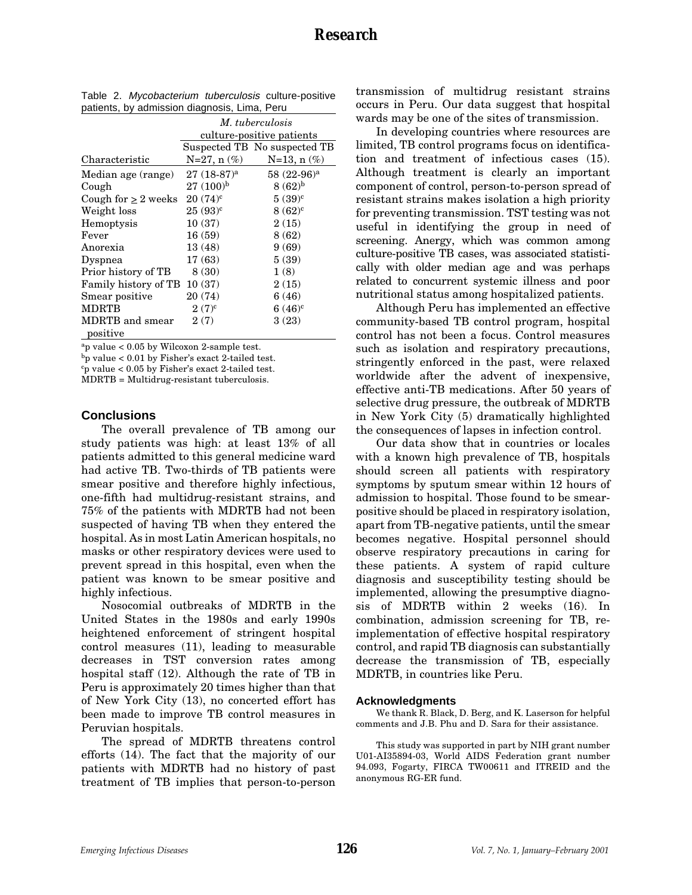Table 2. *Mycobacterium tuberculosis* culture-positive patients, by admission diagnosis, Lima, Peru

| | *M. tuberculosis* culture-positive patients | |
|---|---|---|
| | Suspected TB | No suspected TB |
| Characteristic | N=27, n (%) | N=13, n (%) |
| Median age (range) | 27 (18-87)[a] | 58 (22-96)[a] |
| Cough | 27 (100)[b] | 8 (62)[b] |
| Cough for $\geq$ 2 weeks | 20 (74)[c] | 5 (39)[c] |
| Weight loss | 25 (93)[c] | 8 (62)[c] |
| Hemoptysis | 10 (37) | 2 (15) |
| Fever | 16 (59) | 8 (62) |
| Anorexia | 13 (48) | 9 (69) |
| Dyspnea | 17 (63) | 5 (39) |
| Prior history of TB | 8 (30) | 1 (8) |
| Family history of TB | 10 (37) | 2 (15) |
| Smear positive | 20 (74) | 6 (46) |
| MDRTB | 2 (7)[c] | 6 (46)[c] |
| MDRTB and smear positive | 2 (7) | 3 (23) |

[a]p value < 0.05 by Wilcoxon 2-sample test.
[b]p value < 0.01 by Fisher's exact 2-tailed test.
[c]p value < 0.05 by Fisher's exact 2-tailed test.
MDRTB = Multidrug-resistant tuberculosis.

## Conclusions

The overall prevalence of TB among our study patients was high: at least 13% of all patients admitted to this general medicine ward had active TB. Two-thirds of TB patients were smear positive and therefore highly infectious, one-fifth had multidrug-resistant strains, and 75% of the patients with MDRTB had not been suspected of having TB when they entered the hospital. As in most Latin American hospitals, no masks or other respiratory devices were used to prevent spread in this hospital, even when the patient was known to be smear positive and highly infectious.

Nosocomial outbreaks of MDRTB in the United States in the 1980s and early 1990s heightened enforcement of stringent hospital control measures (11), leading to measurable decreases in TST conversion rates among hospital staff (12). Although the rate of TB in Peru is approximately 20 times higher than that of New York City (13), no concerted effort has been made to improve TB control measures in Peruvian hospitals.

The spread of MDRTB threatens control efforts (14). The fact that the majority of our patients with MDRTB had no history of past treatment of TB implies that person-to-person transmission of multidrug resistant strains occurs in Peru. Our data suggest that hospital wards may be one of the sites of transmission.

In developing countries where resources are limited, TB control programs focus on identification and treatment of infectious cases (15). Although treatment is clearly an important component of control, person-to-person spread of resistant strains makes isolation a high priority for preventing transmission. TST testing was not useful in identifying the group in need of screening. Anergy, which was common among culture-positive TB cases, was associated statistically with older median age and was perhaps related to concurrent systemic illness and poor nutritional status among hospitalized patients.

Although Peru has implemented an effective community-based TB control program, hospital control has not been a focus. Control measures such as isolation and respiratory precautions, stringently enforced in the past, were relaxed worldwide after the advent of inexpensive, effective anti-TB medications. After 50 years of selective drug pressure, the outbreak of MDRTB in New York City (5) dramatically highlighted the consequences of lapses in infection control.

Our data show that in countries or locales with a known high prevalence of TB, hospitals should screen all patients with respiratory symptoms by sputum smear within 12 hours of admission to hospital. Those found to be smear-positive should be placed in respiratory isolation, apart from TB-negative patients, until the smear becomes negative. Hospital personnel should observe respiratory precautions in caring for these patients. A system of rapid culture diagnosis and susceptibility testing should be implemented, allowing the presumptive diagnosis of MDRTB within 2 weeks (16). In combination, admission screening for TB, re-implementation of effective hospital respiratory control, and rapid TB diagnosis can substantially decrease the transmission of TB, especially MDRTB, in countries like Peru.

### Acknowledgments

We thank R. Black, D. Berg, and K. Laserson for helpful comments and J.B. Phu and D. Sara for their assistance.

This study was supported in part by NIH grant number U01-AI35894-03, World AIDS Federation grant number 94.093, Fogarty, FIRCA TW00611 and ITREID and the anonymous RG-ER fund.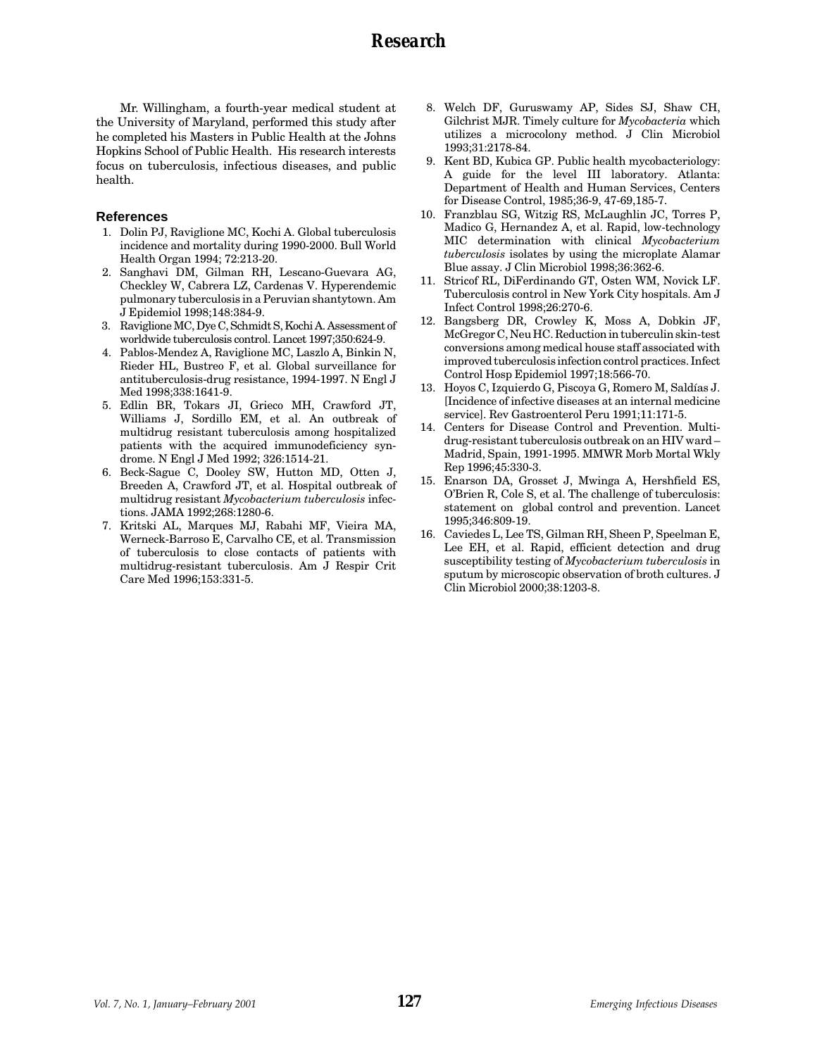Mr. Willingham, a fourth-year medical student at the University of Maryland, performed this study after he completed his Masters in Public Health at the Johns Hopkins School of Public Health. His research interests focus on tuberculosis, infectious diseases, and public health.

### References

1. Dolin PJ, Raviglione MC, Kochi A. Global tuberculosis incidence and mortality during 1990-2000. Bull World Health Organ 1994; 72:213-20.
2. Sanghavi DM, Gilman RH, Lescano-Guevara AG, Checkley W, Cabrera LZ, Cardenas V. Hyperendemic pulmonary tuberculosis in a Peruvian shantytown. Am J Epidemiol 1998;148:384-9.
3. Raviglione MC, Dye C, Schmidt S, Kochi A. Assessment of worldwide tuberculosis control. Lancet 1997;350:624-9.
4. Pablos-Mendez A, Raviglione MC, Laszlo A, Binkin N, Rieder HL, Bustreo F, et al. Global surveillance for antituberculosis-drug resistance, 1994-1997. N Engl J Med 1998;338:1641-9.
5. Edlin BR, Tokars JI, Grieco MH, Crawford JT, Williams J, Sordillo EM, et al. An outbreak of multidrug resistant tuberculosis among hospitalized patients with the acquired immunodeficiency syndrome. N Engl J Med 1992; 326:1514-21.
6. Beck-Sague C, Dooley SW, Hutton MD, Otten J, Breeden A, Crawford JT, et al. Hospital outbreak of multidrug resistant *Mycobacterium tuberculosis* infections. JAMA 1992;268:1280-6.
7. Kritski AL, Marques MJ, Rabahi MF, Vieira MA, Werneck-Barroso E, Carvalho CE, et al. Transmission of tuberculosis to close contacts of patients with multidrug-resistant tuberculosis. Am J Respir Crit Care Med 1996;153:331-5.
8. Welch DF, Guruswamy AP, Sides SJ, Shaw CH, Gilchrist MJR. Timely culture for *Mycobacteria* which utilizes a microcolony method. J Clin Microbiol 1993;31:2178-84.
9. Kent BD, Kubica GP. Public health mycobacteriology: A guide for the level III laboratory. Atlanta: Department of Health and Human Services, Centers for Disease Control, 1985;36-9, 47-69,185-7.
10. Franzblau SG, Witzig RS, McLaughlin JC, Torres P, Madico G, Hernandez A, et al. Rapid, low-technology MIC determination with clinical *Mycobacterium tuberculosis* isolates by using the microplate Alamar Blue assay. J Clin Microbiol 1998;36:362-6.
11. Stricof RL, DiFerdinando GT, Osten WM, Novick LF. Tuberculosis control in New York City hospitals. Am J Infect Control 1998;26:270-6.
12. Bangsberg DR, Crowley K, Moss A, Dobkin JF, McGregor C, Neu HC. Reduction in tuberculin skin-test conversions among medical house staff associated with improved tuberculosis infection control practices. Infect Control Hosp Epidemiol 1997;18:566-70.
13. Hoyos C, Izquierdo G, Piscoya G, Romero M, Saldías J. [Incidence of infective diseases at an internal medicine service]. Rev Gastroenterol Peru 1991;11:171-5.
14. Centers for Disease Control and Prevention. Multi-drug-resistant tuberculosis outbreak on an HIV ward – Madrid, Spain, 1991-1995. MMWR Morb Mortal Wkly Rep 1996;45:330-3.
15. Enarson DA, Grosset J, Mwinga A, Hershfield ES, O'Brien R, Cole S, et al. The challenge of tuberculosis: statement on global control and prevention. Lancet 1995;346:809-19.
16. Caviedes L, Lee TS, Gilman RH, Sheen P, Speelman E, Lee EH, et al. Rapid, efficient detection and drug susceptibility testing of *Mycobacterium tuberculosis* in sputum by microscopic observation of broth cultures. J Clin Microbiol 2000;38:1203-8.